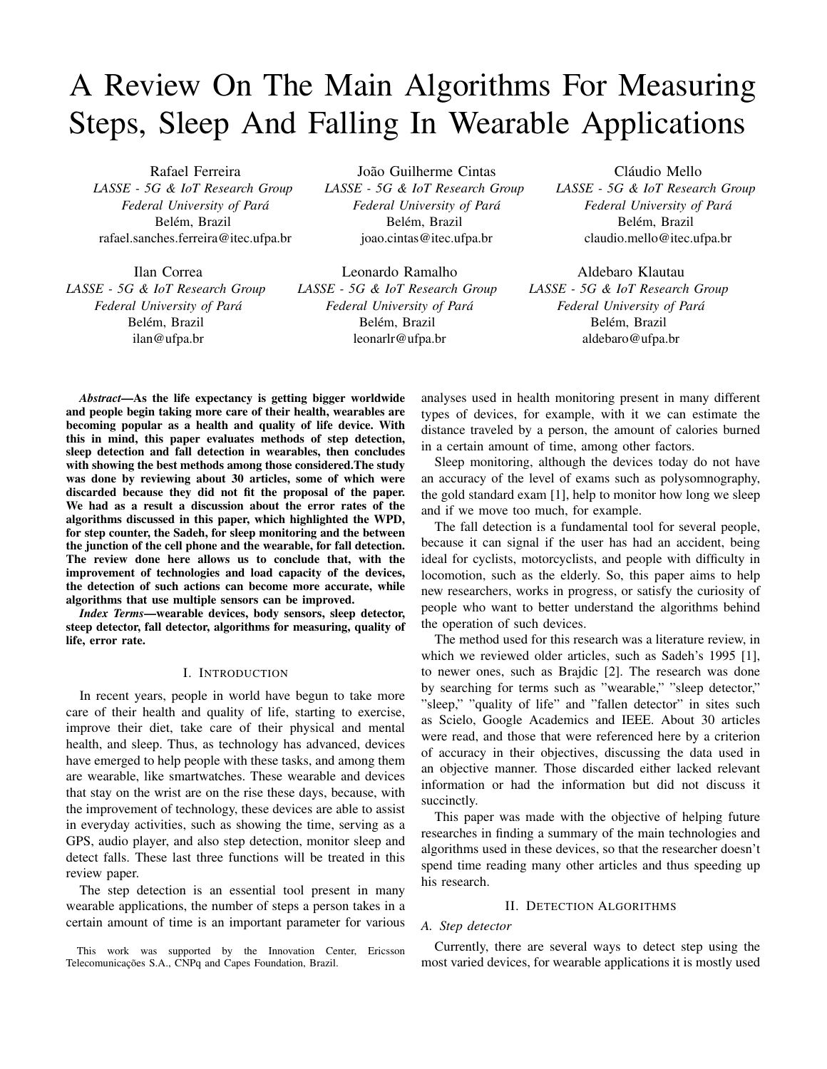# A Review On The Main Algorithms For Measuring Steps, Sleep And Falling In Wearable Applications

Rafael Ferreira
*LASSE - 5G & IoT Research Group*
*Federal University of Pará*
Belém, Brazil
rafael.sanches.ferreira@itec.ufpa.br

João Guilherme Cintas
*LASSE - 5G & IoT Research Group*
*Federal University of Pará*
Belém, Brazil
joao.cintas@itec.ufpa.br

Cláudio Mello
*LASSE - 5G & IoT Research Group*
*Federal University of Pará*
Belém, Brazil
claudio.mello@itec.ufpa.br

Ilan Correa
*LASSE - 5G & IoT Research Group*
*Federal University of Pará*
Belém, Brazil
ilan@ufpa.br

Leonardo Ramalho
*LASSE - 5G & IoT Research Group*
*Federal University of Pará*
Belém, Brazil
leonarlr@ufpa.br

Aldebaro Klautau
*LASSE - 5G & IoT Research Group*
*Federal University of Pará*
Belém, Brazil
aldebaro@ufpa.br

***Abstract*—As the life expectancy is getting bigger worldwide and people begin taking more care of their health, wearables are becoming popular as a health and quality of life device. With this in mind, this paper evaluates methods of step detection, sleep detection and fall detection in wearables, then concludes with showing the best methods among those considered.The study was done by reviewing about 30 articles, some of which were discarded because they did not fit the proposal of the paper. We had as a result a discussion about the error rates of the algorithms discussed in this paper, which highlighted the WPD, for step counter, the Sadeh, for sleep monitoring and the between the junction of the cell phone and the wearable, for fall detection. The review done here allows us to conclude that, with the improvement of technologies and load capacity of the devices, the detection of such actions can become more accurate, while algorithms that use multiple sensors can be improved.**

***Index Terms*—wearable devices, body sensors, sleep detector, steep detector, fall detector, algorithms for measuring, quality of life, error rate.**

## I. Introduction

In recent years, people in world have begun to take more care of their health and quality of life, starting to exercise, improve their diet, take care of their physical and mental health, and sleep. Thus, as technology has advanced, devices have emerged to help people with these tasks, and among them are wearable, like smartwatches. These wearable and devices that stay on the wrist are on the rise these days, because, with the improvement of technology, these devices are able to assist in everyday activities, such as showing the time, serving as a GPS, audio player, and also step detection, monitor sleep and detect falls. These last three functions will be treated in this review paper.

The step detection is an essential tool present in many wearable applications, the number of steps a person takes in a certain amount of time is an important parameter for various analyses used in health monitoring present in many different types of devices, for example, with it we can estimate the distance traveled by a person, the amount of calories burned in a certain amount of time, among other factors.

Sleep monitoring, although the devices today do not have an accuracy of the level of exams such as polysomnography, the gold standard exam [1], help to monitor how long we sleep and if we move too much, for example.

The fall detection is a fundamental tool for several people, because it can signal if the user has had an accident, being ideal for cyclists, motorcyclists, and people with difficulty in locomotion, such as the elderly. So, this paper aims to help new researchers, works in progress, or satisfy the curiosity of people who want to better understand the algorithms behind the operation of such devices.

The method used for this research was a literature review, in which we reviewed older articles, such as Sadeh's 1995 [1], to newer ones, such as Brajdic [2]. The research was done by searching for terms such as "wearable," "sleep detector," "sleep," "quality of life" and "fallen detector" in sites such as Scielo, Google Academics and IEEE. About 30 articles were read, and those that were referenced here by a criterion of accuracy in their objectives, discussing the data used in an objective manner. Those discarded either lacked relevant information or had the information but did not discuss it succinctly.

This paper was made with the objective of helping future researches in finding a summary of the main technologies and algorithms used in these devices, so that the researcher doesn't spend time reading many other articles and thus speeding up his research.

## II. Detection Algorithms

### A. Step detector

Currently, there are several ways to detect step using the most varied devices, for wearable applications it is mostly used

This work was supported by the Innovation Center, Ericsson Telecomunicações S.A., CNPq and Capes Foundation, Brazil.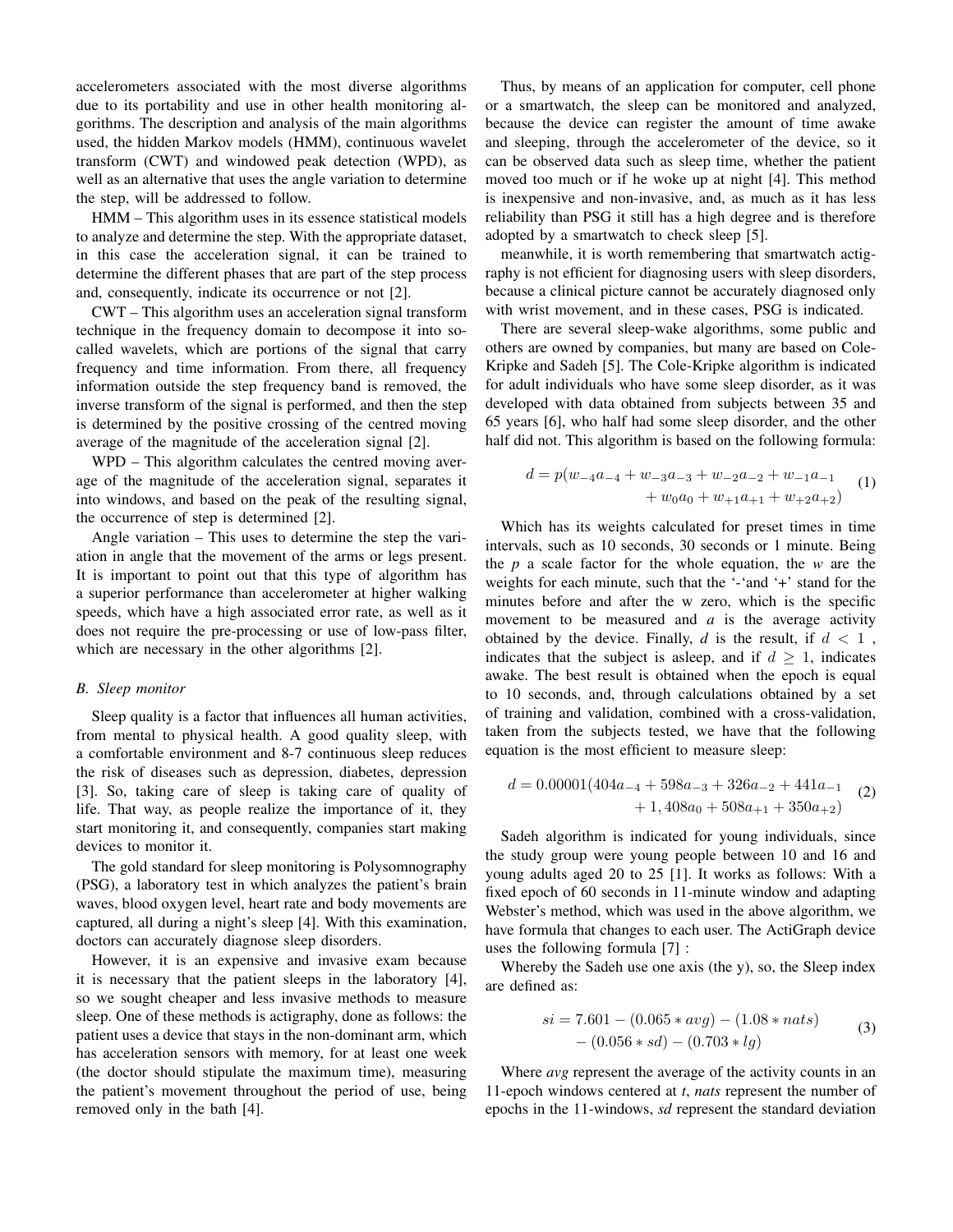accelerometers associated with the most diverse algorithms due to its portability and use in other health monitoring algorithms. The description and analysis of the main algorithms used, the hidden Markov models (HMM), continuous wavelet transform (CWT) and windowed peak detection (WPD), as well as an alternative that uses the angle variation to determine the step, will be addressed to follow.

HMM – This algorithm uses in its essence statistical models to analyze and determine the step. With the appropriate dataset, in this case the acceleration signal, it can be trained to determine the different phases that are part of the step process and, consequently, indicate its occurrence or not [2].

CWT – This algorithm uses an acceleration signal transform technique in the frequency domain to decompose it into so-called wavelets, which are portions of the signal that carry frequency and time information. From there, all frequency information outside the step frequency band is removed, the inverse transform of the signal is performed, and then the step is determined by the positive crossing of the centred moving average of the magnitude of the acceleration signal [2].

WPD – This algorithm calculates the centred moving average of the magnitude of the acceleration signal, separates it into windows, and based on the peak of the resulting signal, the occurrence of step is determined [2].

Angle variation – This uses to determine the step the variation in angle that the movement of the arms or legs present. It is important to point out that this type of algorithm has a superior performance than accelerometer at higher walking speeds, which have a high associated error rate, as well as it does not require the pre-processing or use of low-pass filter, which are necessary in the other algorithms [2].

### B. Sleep monitor

Sleep quality is a factor that influences all human activities, from mental to physical health. A good quality sleep, with a comfortable environment and 8-7 continuous sleep reduces the risk of diseases such as depression, diabetes, depression [3]. So, taking care of sleep is taking care of quality of life. That way, as people realize the importance of it, they start monitoring it, and consequently, companies start making devices to monitor it.

The gold standard for sleep monitoring is Polysomnography (PSG), a laboratory test in which analyzes the patient's brain waves, blood oxygen level, heart rate and body movements are captured, all during a night's sleep [4]. With this examination, doctors can accurately diagnose sleep disorders.

However, it is an expensive and invasive exam because it is necessary that the patient sleeps in the laboratory [4], so we sought cheaper and less invasive methods to measure sleep. One of these methods is actigraphy, done as follows: the patient uses a device that stays in the non-dominant arm, which has acceleration sensors with memory, for at least one week (the doctor should stipulate the maximum time), measuring the patient's movement throughout the period of use, being removed only in the bath [4].

Thus, by means of an application for computer, cell phone or a smartwatch, the sleep can be monitored and analyzed, because the device can register the amount of time awake and sleeping, through the accelerometer of the device, so it can be observed data such as sleep time, whether the patient moved too much or if he woke up at night [4]. This method is inexpensive and non-invasive, and, as much as it has less reliability than PSG it still has a high degree and is therefore adopted by a smartwatch to check sleep [5].

meanwhile, it is worth remembering that smartwatch actigraphy is not efficient for diagnosing users with sleep disorders, because a clinical picture cannot be accurately diagnosed only with wrist movement, and in these cases, PSG is indicated.

There are several sleep-wake algorithms, some public and others are owned by companies, but many are based on Cole-Kripke and Sadeh [5]. The Cole-Kripke algorithm is indicated for adult individuals who have some sleep disorder, as it was developed with data obtained from subjects between 35 and 65 years [6], who half had some sleep disorder, and the other half did not. This algorithm is based on the following formula:

$$d = p(w_{-4}a_{-4} + w_{-3}a_{-3} + w_{-2}a_{-2} + w_{-1}a_{-1} + w_0a_0 + w_{+1}a_{+1} + w_{+2}a_{+2}) \tag{1}$$

Which has its weights calculated for preset times in time intervals, such as 10 seconds, 30 seconds or 1 minute. Being the $p$ a scale factor for the whole equation, the $w$ are the weights for each minute, such that the '-'and '+' stand for the minutes before and after the w zero, which is the specific movement to be measured and $a$ is the average activity obtained by the device. Finally, $d$ is the result, if $d < 1$ , indicates that the subject is asleep, and if $d \geq 1$, indicates awake. The best result is obtained when the epoch is equal to 10 seconds, and, through calculations obtained by a set of training and validation, combined with a cross-validation, taken from the subjects tested, we have that the following equation is the most efficient to measure sleep:

$$d = 0.00001(404a_{-4} + 598a_{-3} + 326a_{-2} + 441a_{-1} + 1,408a_0 + 508a_{+1} + 350a_{+2}) \tag{2}$$

Sadeh algorithm is indicated for young individuals, since the study group were young people between 10 and 16 and young adults aged 20 to 25 [1]. It works as follows: With a fixed epoch of 60 seconds in 11-minute window and adapting Webster's method, which was used in the above algorithm, we have formula that changes to each user. The ActiGraph device uses the following formula [7] :

Whereby the Sadeh use one axis (the y), so, the Sleep index are defined as:

$$si = 7.601 - (0.065 * avg) - (1.08 * nats) - (0.056 * sd) - (0.703 * lg) \tag{3}$$

Where *avg* represent the average of the activity counts in an 11-epoch windows centered at *t*, *nats* represent the number of epochs in the 11-windows, *sd* represent the standard deviation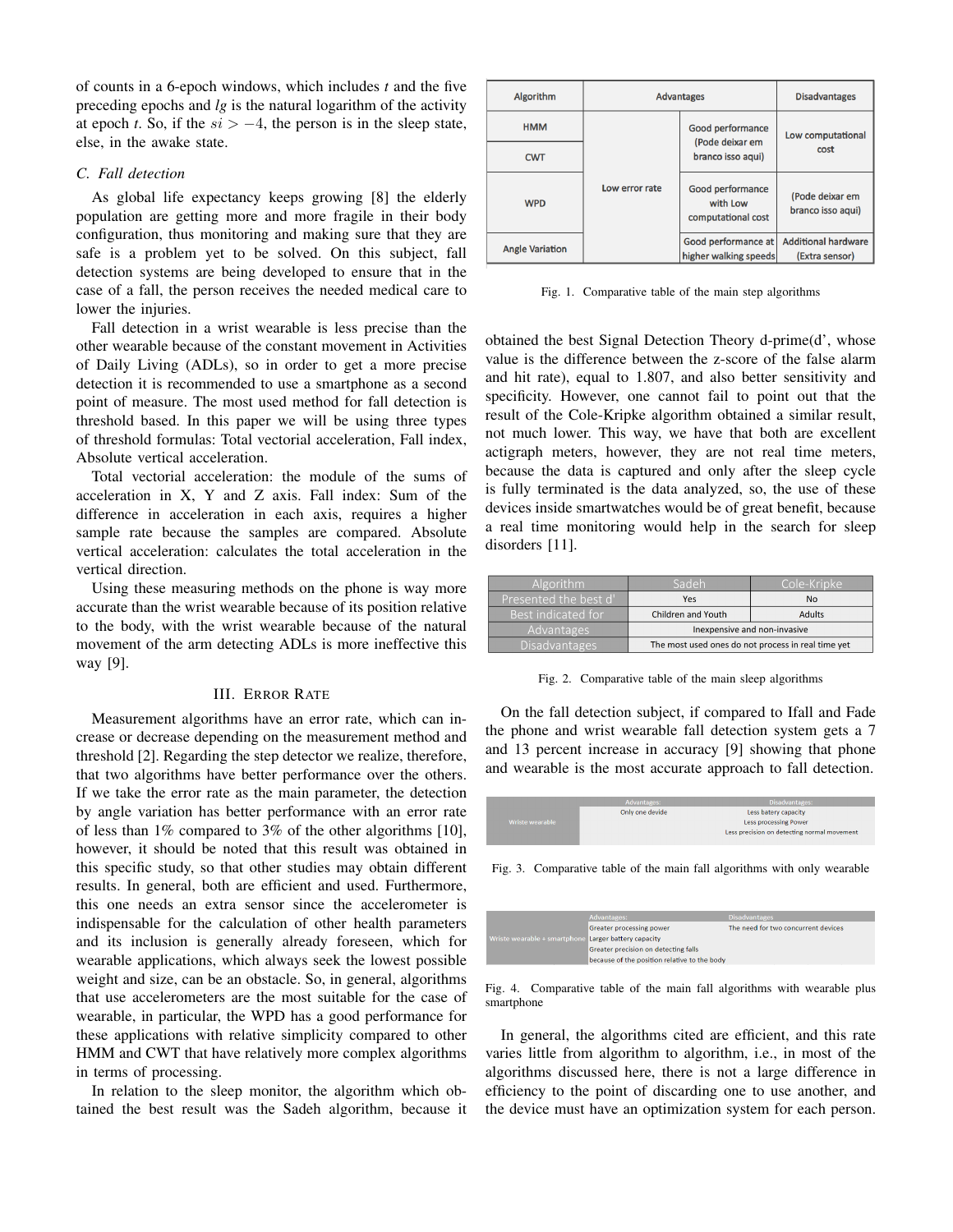of counts in a 6-epoch windows, which includes $t$ and the five preceding epochs and $lg$ is the natural logarithm of the activity at epoch $t$. So, if the $si > -4$, the person is in the sleep state, else, in the awake state.

### C. Fall detection

As global life expectancy keeps growing [8] the elderly population are getting more and more fragile in their body configuration, thus monitoring and making sure that they are safe is a problem yet to be solved. On this subject, fall detection systems are being developed to ensure that in the case of a fall, the person receives the needed medical care to lower the injuries.

Fall detection in a wrist wearable is less precise than the other wearable because of the constant movement in Activities of Daily Living (ADLs), so in order to get a more precise detection it is recommended to use a smartphone as a second point of measure. The most used method for fall detection is threshold based. In this paper we will be using three types of threshold formulas: Total vectorial acceleration, Fall index, Absolute vertical acceleration.

Total vectorial acceleration: the module of the sums of acceleration in X, Y and Z axis. Fall index: Sum of the difference in acceleration in each axis, requires a higher sample rate because the samples are compared. Absolute vertical acceleration: calculates the total acceleration in the vertical direction.

Using these measuring methods on the phone is way more accurate than the wrist wearable because of its position relative to the body, with the wrist wearable because of the natural movement of the arm detecting ADLs is more ineffective this way [9].

## III. Error Rate

Measurement algorithms have an error rate, which can increase or decrease depending on the measurement method and threshold [2]. Regarding the step detector we realize, therefore, that two algorithms have better performance over the others. If we take the error rate as the main parameter, the detection by angle variation has better performance with an error rate of less than 1% compared to 3% of the other algorithms [10], however, it should be noted that this result was obtained in this specific study, so that other studies may obtain different results. In general, both are efficient and used. Furthermore, this one needs an extra sensor since the accelerometer is indispensable for the calculation of other health parameters and its inclusion is generally already foreseen, which for wearable applications, which always seek the lowest possible weight and size, can be an obstacle. So, in general, algorithms that use accelerometers are the most suitable for the case of wearable, in particular, the WPD has a good performance for these applications with relative simplicity compared to other HMM and CWT that have relatively more complex algorithms in terms of processing.

In relation to the sleep monitor, the algorithm which obtained the best result was the Sadeh algorithm, because it obtained the best Signal Detection Theory d-prime(d', whose value is the difference between the z-score of the false alarm and hit rate), equal to 1.807, and also better sensitivity and specificity. However, one cannot fail to point out that the result of the Cole-Kripke algorithm obtained a similar result, not much lower. This way, we have that both are excellent actigraph meters, however, they are not real time meters, because the data is captured and only after the sleep cycle is fully terminated is the data analyzed, so, the use of these devices inside smartwatches would be of great benefit, because a real time monitoring would help in the search for sleep disorders [11].

| Algorithm | Advantages | | Disadvantages |
|---|---|---|---|
| HMM | Low error rate | Good performance (Pode deixar em branco isso aqui) | Low computational cost |
| CWT | | | |
| WPD | | Good performance with Low computational cost | (Pode deixar em branco isso aqui) |
| Angle Variation | | Good performance at higher walking speeds | Additional hardware (Extra sensor) |

Fig. 1. Comparative table of the main step algorithms

| Algorithm | Sadeh | Cole-Kripke |
|---|---|---|
| Presented the best d' | Yes | No |
| Best indicated for | Children and Youth | Adults |
| Advantages | Inexpensive and non-invasive | |
| Disadvantages | The most used ones do not process in real time yet | |

Fig. 2. Comparative table of the main sleep algorithms

On the fall detection subject, if compared to Ifall and Fade the phone and wrist wearable fall detection system gets a 7 and 13 percent increase in accuracy [9] showing that phone and wearable is the most accurate approach to fall detection.

| | Advantages: | Disadvantages: |
|---|---|---|
| Wriste wearable | Only one devide | Less batery capacity<br>Less processing Power<br>Less precision on detecting normal movement |

Fig. 3. Comparative table of the main fall algorithms with only wearable

| | Advantages: | Disadvantages |
|---|---|---|
| Wriste wearable + smartphone | Greater processing power<br>Larger battery capacity<br>Greater precision on detecting falls because of the position relative to the body | The need for two concurrent devices |

Fig. 4. Comparative table of the main fall algorithms with wearable plus smartphone

In general, the algorithms cited are efficient, and this rate varies little from algorithm to algorithm, i.e., in most of the algorithms discussed here, there is not a large difference in efficiency to the point of discarding one to use another, and the device must have an optimization system for each person.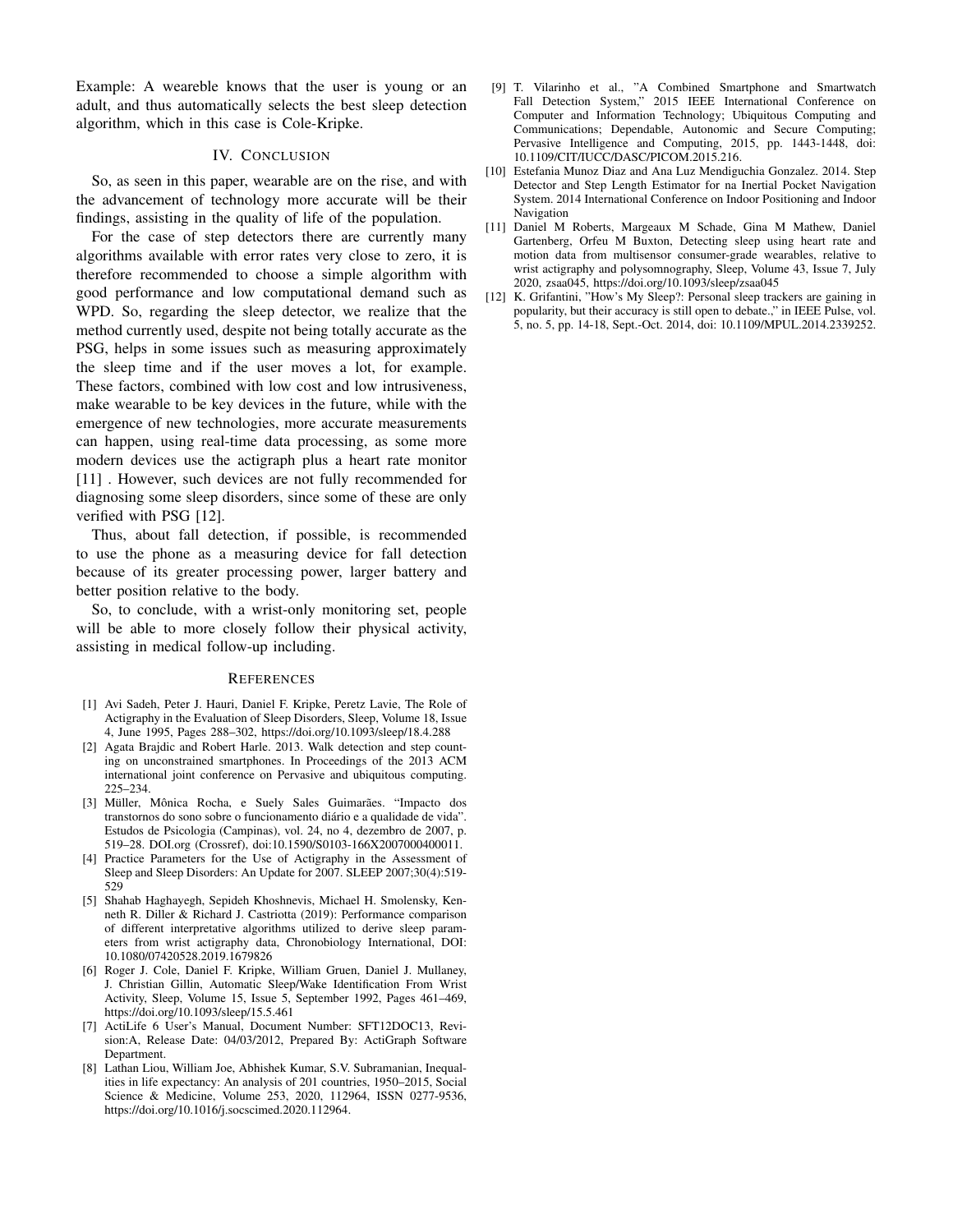Example: A weareble knows that the user is young or an adult, and thus automatically selects the best sleep detection algorithm, which in this case is Cole-Kripke.

## IV. Conclusion

So, as seen in this paper, wearable are on the rise, and with the advancement of technology more accurate will be their findings, assisting in the quality of life of the population.

For the case of step detectors there are currently many algorithms available with error rates very close to zero, it is therefore recommended to choose a simple algorithm with good performance and low computational demand such as WPD. So, regarding the sleep detector, we realize that the method currently used, despite not being totally accurate as the PSG, helps in some issues such as measuring approximately the sleep time and if the user moves a lot, for example. These factors, combined with low cost and low intrusiveness, make wearable to be key devices in the future, while with the emergence of new technologies, more accurate measurements can happen, using real-time data processing, as some more modern devices use the actigraph plus a heart rate monitor [11] . However, such devices are not fully recommended for diagnosing some sleep disorders, since some of these are only verified with PSG [12].

Thus, about fall detection, if possible, is recommended to use the phone as a measuring device for fall detection because of its greater processing power, larger battery and better position relative to the body.

So, to conclude, with a wrist-only monitoring set, people will be able to more closely follow their physical activity, assisting in medical follow-up including.

## References

[1] Avi Sadeh, Peter J. Hauri, Daniel F. Kripke, Peretz Lavie, The Role of Actigraphy in the Evaluation of Sleep Disorders, Sleep, Volume 18, Issue 4, June 1995, Pages 288–302, https://doi.org/10.1093/sleep/18.4.288

[2] Agata Brajdic and Robert Harle. 2013. Walk detection and step counting on unconstrained smartphones. In Proceedings of the 2013 ACM international joint conference on Pervasive and ubiquitous computing. 225–234.

[3] Müller, Mônica Rocha, e Suely Sales Guimarães. "Impacto dos transtornos do sono sobre o funcionamento diário e a qualidade de vida". Estudos de Psicologia (Campinas), vol. 24, no 4, dezembro de 2007, p. 519–28. DOI.org (Crossref), doi:10.1590/S0103-166X2007000400011.

[4] Practice Parameters for the Use of Actigraphy in the Assessment of Sleep and Sleep Disorders: An Update for 2007. SLEEP 2007;30(4):519-529

[5] Shahab Haghayegh, Sepideh Khoshnevis, Michael H. Smolensky, Kenneth R. Diller & Richard J. Castriotta (2019): Performance comparison of different interpretative algorithms utilized to derive sleep parameters from wrist actigraphy data, Chronobiology International, DOI: 10.1080/07420528.2019.1679826

[6] Roger J. Cole, Daniel F. Kripke, William Gruen, Daniel J. Mullaney, J. Christian Gillin, Automatic Sleep/Wake Identification From Wrist Activity, Sleep, Volume 15, Issue 5, September 1992, Pages 461–469, https://doi.org/10.1093/sleep/15.5.461

[7] ActiLife 6 User's Manual, Document Number: SFT12DOC13, Revision:A, Release Date: 04/03/2012, Prepared By: ActiGraph Software Department.

[8] Lathan Liou, William Joe, Abhishek Kumar, S.V. Subramanian, Inequalities in life expectancy: An analysis of 201 countries, 1950–2015, Social Science & Medicine, Volume 253, 2020, 112964, ISSN 0277-9536, https://doi.org/10.1016/j.socscimed.2020.112964.

[9] T. Vilarinho et al., "A Combined Smartphone and Smartwatch Fall Detection System," 2015 IEEE International Conference on Computer and Information Technology; Ubiquitous Computing and Communications; Dependable, Autonomic and Secure Computing; Pervasive Intelligence and Computing, 2015, pp. 1443-1448, doi: 10.1109/CIT/IUCC/DASC/PICOM.2015.216.

[10] Estefania Munoz Diaz and Ana Luz Mendiguchia Gonzalez. 2014. Step Detector and Step Length Estimator for na Inertial Pocket Navigation System. 2014 International Conference on Indoor Positioning and Indoor Navigation

[11] Daniel M Roberts, Margeaux M Schade, Gina M Mathew, Daniel Gartenberg, Orfeu M Buxton, Detecting sleep using heart rate and motion data from multisensor consumer-grade wearables, relative to wrist actigraphy and polysomnography, Sleep, Volume 43, Issue 7, July 2020, zsaa045, https://doi.org/10.1093/sleep/zsaa045

[12] K. Grifantini, "How's My Sleep?: Personal sleep trackers are gaining in popularity, but their accuracy is still open to debate.," in IEEE Pulse, vol. 5, no. 5, pp. 14-18, Sept.-Oct. 2014, doi: 10.1109/MPUL.2014.2339252.